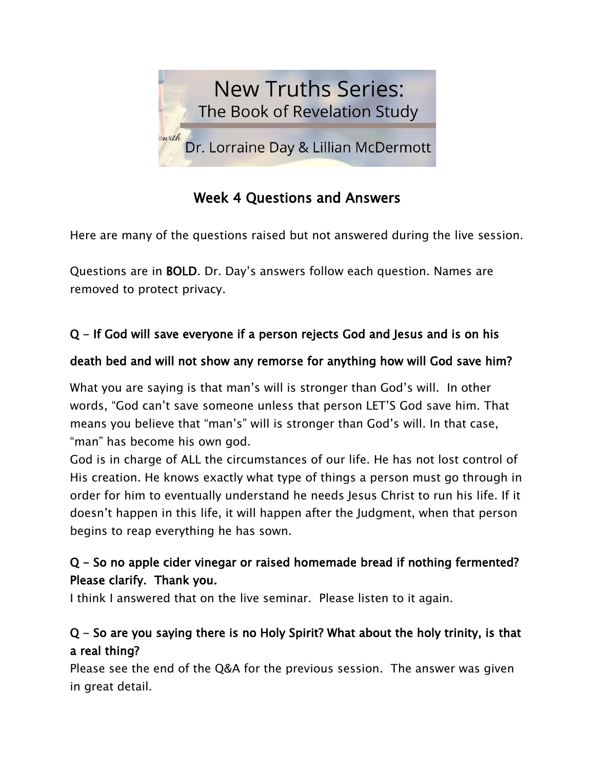# New Truths Series:
## The Book of Revelation Study

*with* Dr. Lorraine Day & Lillian McDermott

## Week 4 Questions and Answers

Here are many of the questions raised but not answered during the live session.

Questions are in **BOLD**. Dr. Day's answers follow each question. Names are removed to protect privacy.

**Q – If God will save everyone if a person rejects God and Jesus and is on his death bed and will not show any remorse for anything how will God save him?**

What you are saying is that man's will is stronger than God's will. In other words, "God can't save someone unless that person LET'S God save him. That means you believe that "man's" will is stronger than God's will. In that case, "man" has become his own god.

God is in charge of ALL the circumstances of our life. He has not lost control of His creation. He knows exactly what type of things a person must go through in order for him to eventually understand he needs Jesus Christ to run his life. If it doesn't happen in this life, it will happen after the Judgment, when that person begins to reap everything he has sown.

**Q – So no apple cider vinegar or raised homemade bread if nothing fermented? Please clarify. Thank you.**

I think I answered that on the live seminar. Please listen to it again.

**Q – So are you saying there is no Holy Spirit? What about the holy trinity, is that a real thing?**

Please see the end of the Q&A for the previous session. The answer was given in great detail.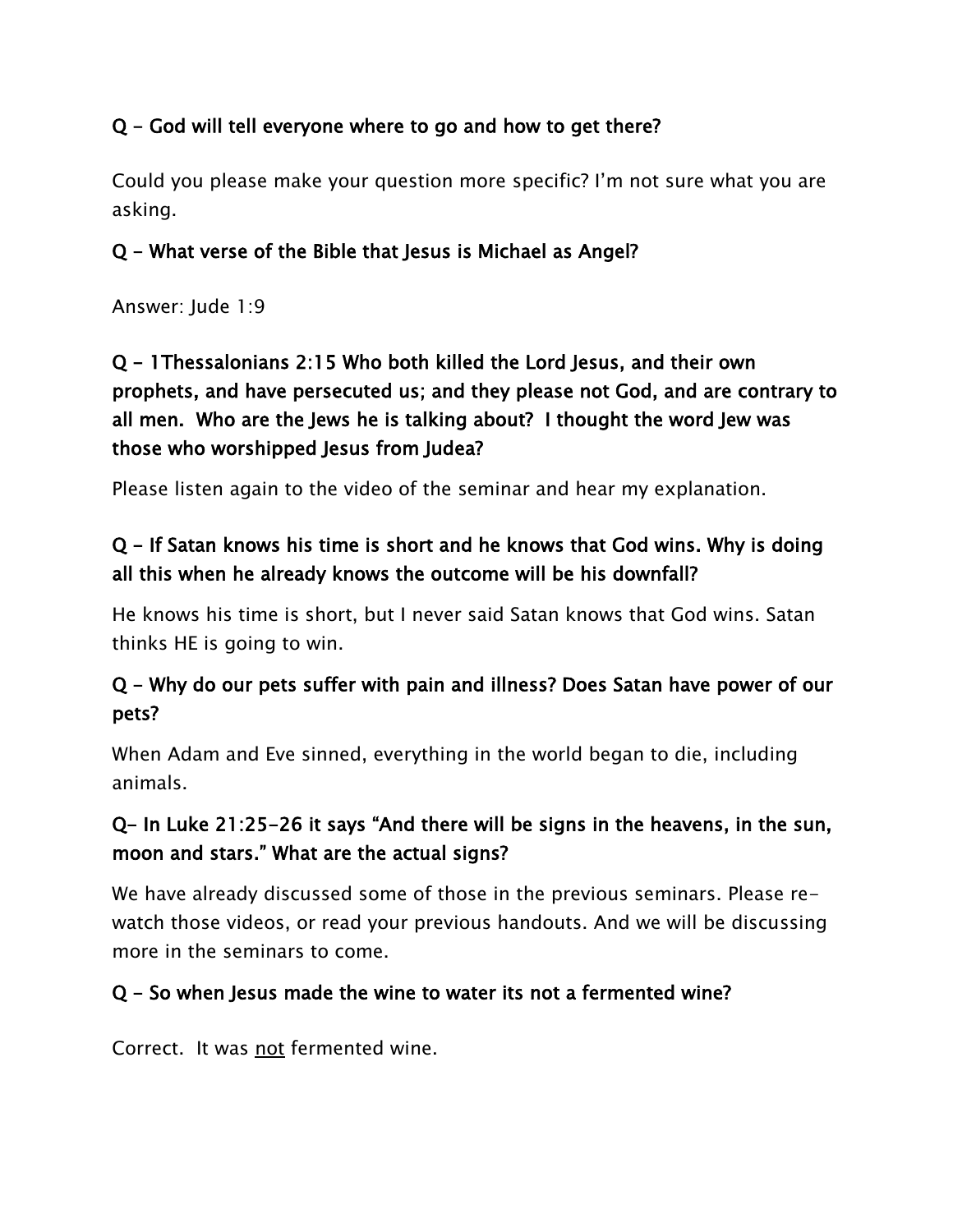**Q - God will tell everyone where to go and how to get there?**

Could you please make your question more specific? I'm not sure what you are asking.

**Q - What verse of the Bible that Jesus is Michael as Angel?**

Answer: Jude 1:9

**Q - 1Thessalonians 2:15 Who both killed the Lord Jesus, and their own prophets, and have persecuted us; and they please not God, and are contrary to all men.  Who are the Jews he is talking about?  I thought the word Jew was those who worshipped Jesus from Judea?**

Please listen again to the video of the seminar and hear my explanation.

**Q - If Satan knows his time is short and he knows that God wins. Why is doing all this when he already knows the outcome will be his downfall?**

He knows his time is short, but I never said Satan knows that God wins. Satan thinks HE is going to win.

**Q - Why do our pets suffer with pain and illness? Does Satan have power of our pets?**

When Adam and Eve sinned, everything in the world began to die, including animals.

**Q- In Luke 21:25-26 it says "And there will be signs in the heavens, in the sun, moon and stars." What are the actual signs?**

We have already discussed some of those in the previous seminars. Please re-watch those videos, or read your previous handouts. And we will be discussing more in the seminars to come.

**Q - So when Jesus made the wine to water its not a fermented wine?**

Correct.  It was <u>not</u> fermented wine.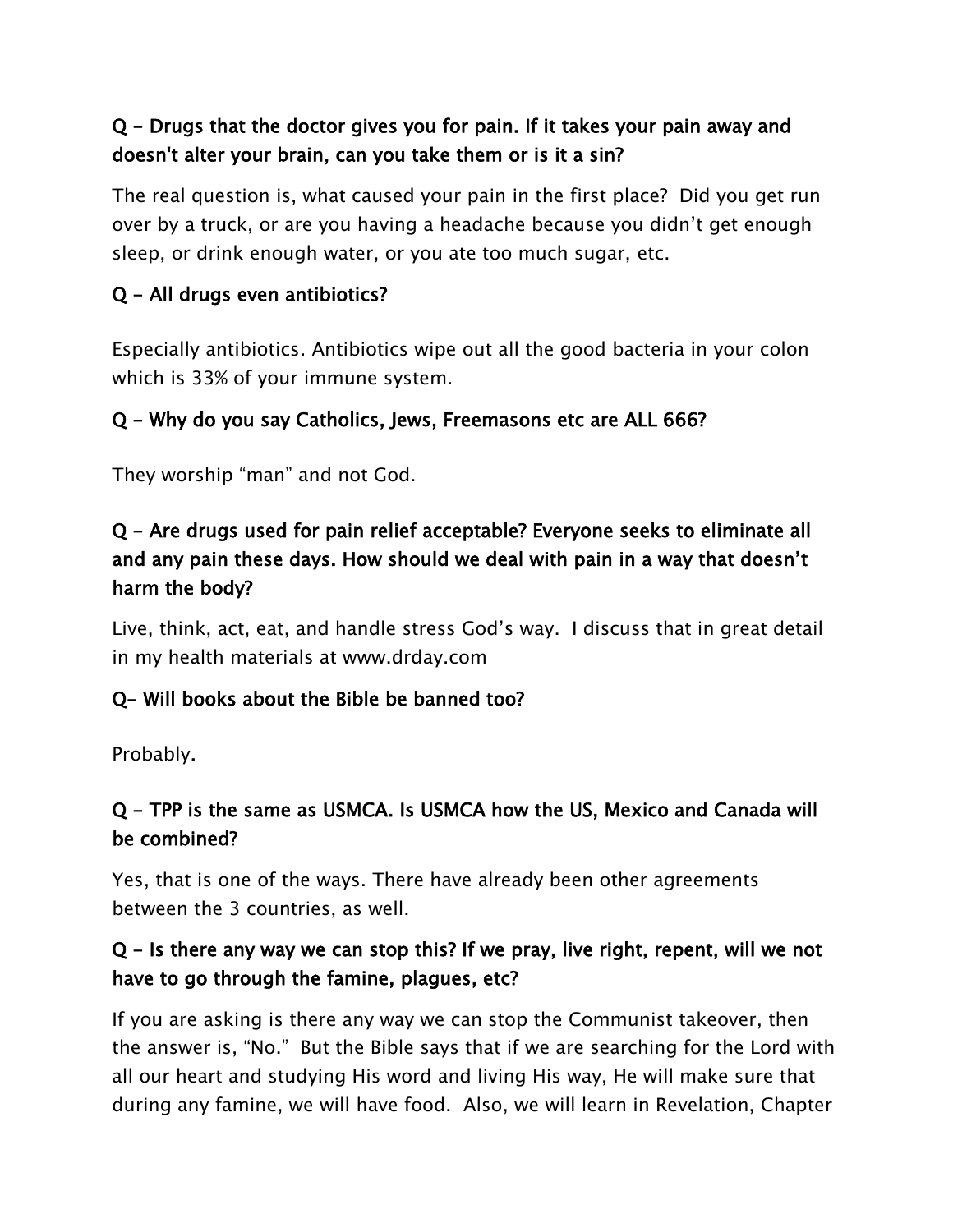**Q - Drugs that the doctor gives you for pain. If it takes your pain away and doesn't alter your brain, can you take them or is it a sin?**

The real question is, what caused your pain in the first place? Did you get run over by a truck, or are you having a headache because you didn't get enough sleep, or drink enough water, or you ate too much sugar, etc.

**Q - All drugs even antibiotics?**

Especially antibiotics. Antibiotics wipe out all the good bacteria in your colon which is 33% of your immune system.

**Q - Why do you say Catholics, Jews, Freemasons etc are ALL 666?**

They worship "man" and not God.

**Q - Are drugs used for pain relief acceptable? Everyone seeks to eliminate all and any pain these days. How should we deal with pain in a way that doesn't harm the body?**

Live, think, act, eat, and handle stress God's way. I discuss that in great detail in my health materials at www.drday.com

**Q– Will books about the Bible be banned too?**

Probably.

**Q - TPP is the same as USMCA. Is USMCA how the US, Mexico and Canada will be combined?**

Yes, that is one of the ways. There have already been other agreements between the 3 countries, as well.

**Q - Is there any way we can stop this? If we pray, live right, repent, will we not have to go through the famine, plagues, etc?**

If you are asking is there any way we can stop the Communist takeover, then the answer is, "No." But the Bible says that if we are searching for the Lord with all our heart and studying His word and living His way, He will make sure that during any famine, we will have food. Also, we will learn in Revelation, Chapter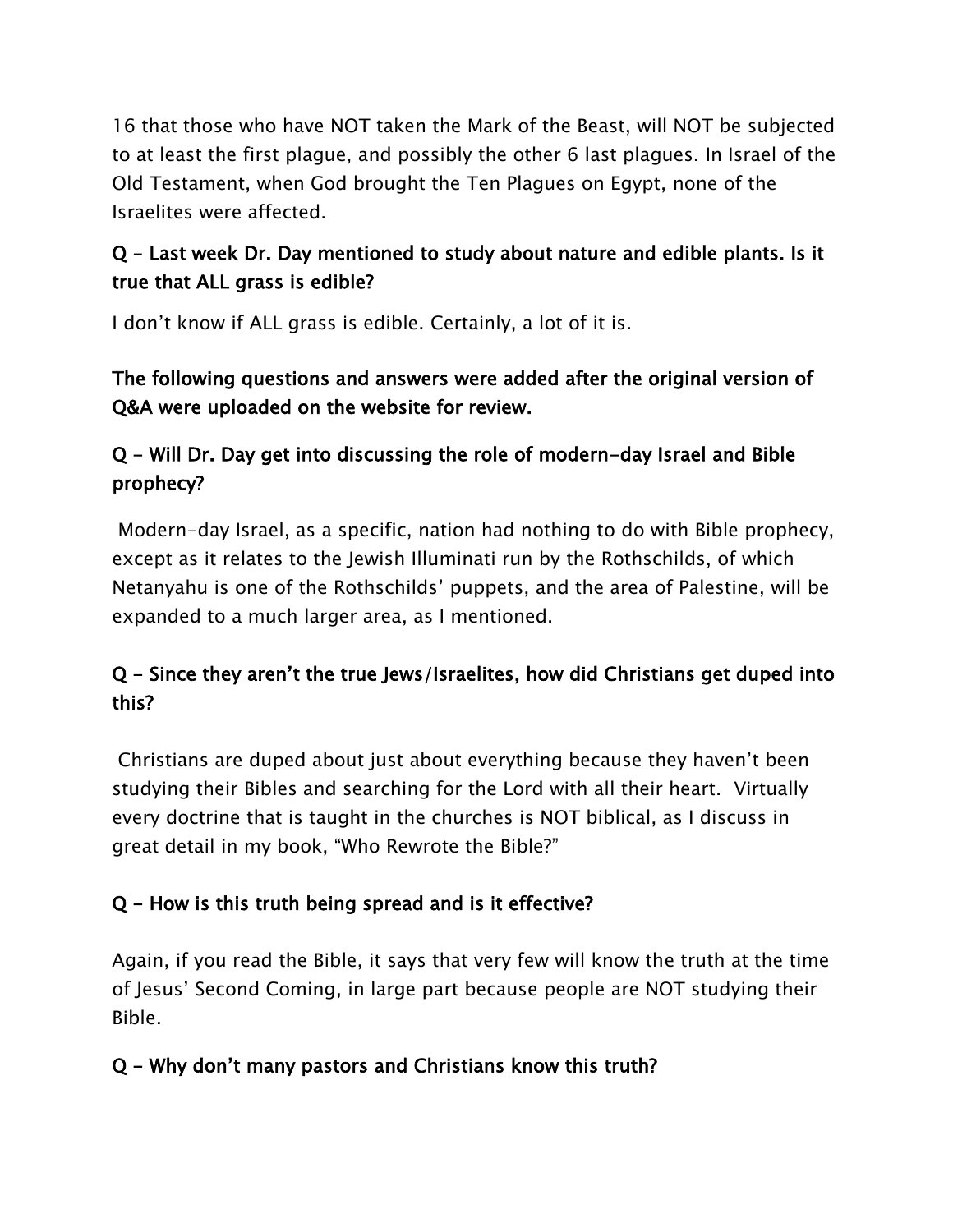16 that those who have NOT taken the Mark of the Beast, will NOT be subjected to at least the first plague, and possibly the other 6 last plagues. In Israel of the Old Testament, when God brought the Ten Plagues on Egypt, none of the Israelites were affected.

**Q – Last week Dr. Day mentioned to study about nature and edible plants. Is it true that ALL grass is edible?**

I don't know if ALL grass is edible. Certainly, a lot of it is.

**The following questions and answers were added after the original version of Q&A were uploaded on the website for review.**

**Q - Will Dr. Day get into discussing the role of modern-day Israel and Bible prophecy?**

Modern-day Israel, as a specific, nation had nothing to do with Bible prophecy, except as it relates to the Jewish Illuminati run by the Rothschilds, of which Netanyahu is one of the Rothschilds' puppets, and the area of Palestine, will be expanded to a much larger area, as I mentioned.

**Q - Since they aren't the true Jews/Israelites, how did Christians get duped into this?**

Christians are duped about just about everything because they haven't been studying their Bibles and searching for the Lord with all their heart. Virtually every doctrine that is taught in the churches is NOT biblical, as I discuss in great detail in my book, "Who Rewrote the Bible?"

**Q - How is this truth being spread and is it effective?**

Again, if you read the Bible, it says that very few will know the truth at the time of Jesus' Second Coming, in large part because people are NOT studying their Bible.

**Q - Why don't many pastors and Christians know this truth?**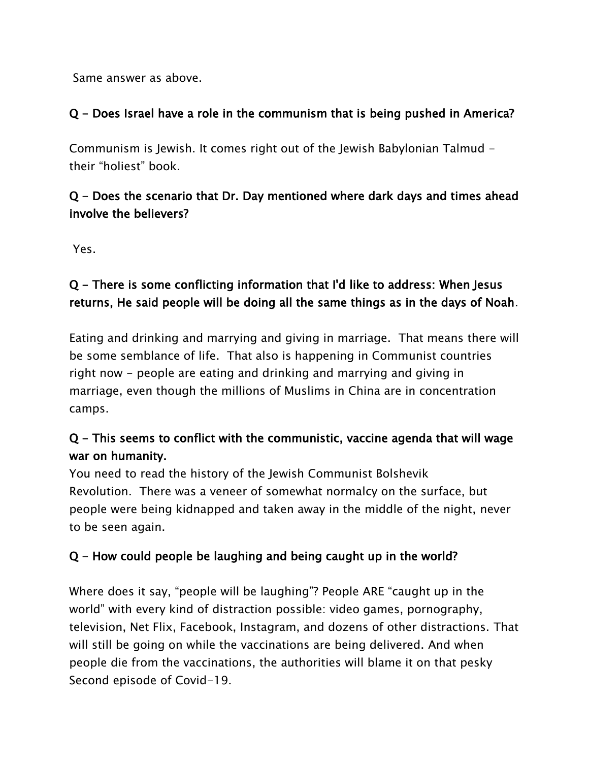Same answer as above.

**Q - Does Israel have a role in the communism that is being pushed in America?**

Communism is Jewish. It comes right out of the Jewish Babylonian Talmud - their "holiest" book.

**Q - Does the scenario that Dr. Day mentioned where dark days and times ahead involve the believers?**

Yes.

**Q - There is some conflicting information that I'd like to address: When Jesus returns, He said people will be doing all the same things as in the days of Noah**.

Eating and drinking and marrying and giving in marriage. That means there will be some semblance of life. That also is happening in Communist countries right now - people are eating and drinking and marrying and giving in marriage, even though the millions of Muslims in China are in concentration camps.

**Q - This seems to conflict with the communistic, vaccine agenda that will wage war on humanity.**

You need to read the history of the Jewish Communist Bolshevik Revolution. There was a veneer of somewhat normalcy on the surface, but people were being kidnapped and taken away in the middle of the night, never to be seen again.

**Q - How could people be laughing and being caught up in the world?**

Where does it say, "people will be laughing"? People ARE "caught up in the world" with every kind of distraction possible: video games, pornography, television, Net Flix, Facebook, Instagram, and dozens of other distractions. That will still be going on while the vaccinations are being delivered. And when people die from the vaccinations, the authorities will blame it on that pesky Second episode of Covid-19.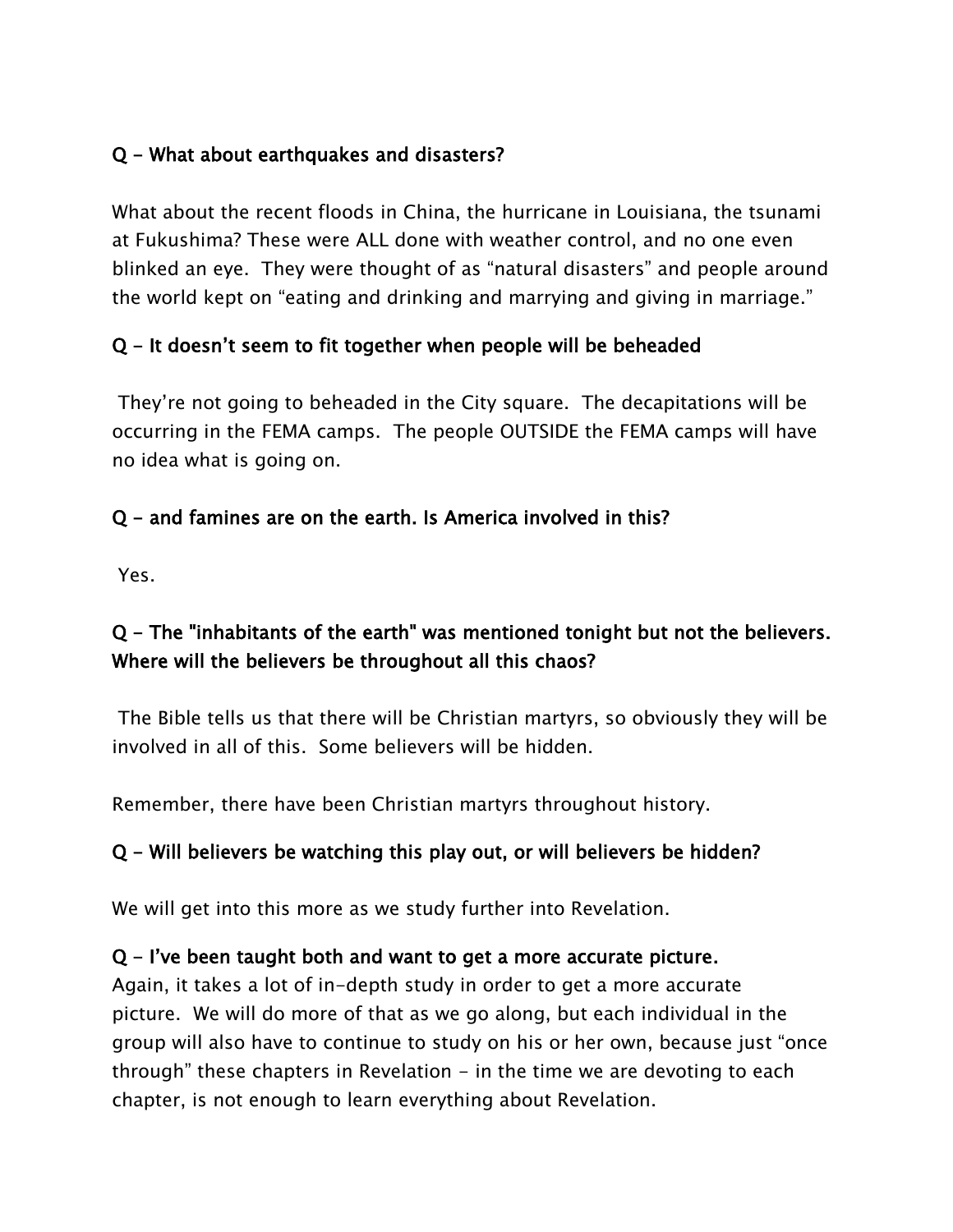**Q - What about earthquakes and disasters?**

What about the recent floods in China, the hurricane in Louisiana, the tsunami at Fukushima? These were ALL done with weather control, and no one even blinked an eye. They were thought of as "natural disasters" and people around the world kept on "eating and drinking and marrying and giving in marriage."

**Q - It doesn't seem to fit together when people will be beheaded**

They're not going to beheaded in the City square. The decapitations will be occurring in the FEMA camps. The people OUTSIDE the FEMA camps will have no idea what is going on.

**Q - and famines are on the earth. Is America involved in this?**

Yes.

**Q - The "inhabitants of the earth" was mentioned tonight but not the believers. Where will the believers be throughout all this chaos?**

The Bible tells us that there will be Christian martyrs, so obviously they will be involved in all of this. Some believers will be hidden.

Remember, there have been Christian martyrs throughout history.

**Q - Will believers be watching this play out, or will believers be hidden?**

We will get into this more as we study further into Revelation.

**Q - I've been taught both and want to get a more accurate picture.**

Again, it takes a lot of in-depth study in order to get a more accurate picture. We will do more of that as we go along, but each individual in the group will also have to continue to study on his or her own, because just "once through" these chapters in Revelation - in the time we are devoting to each chapter, is not enough to learn everything about Revelation.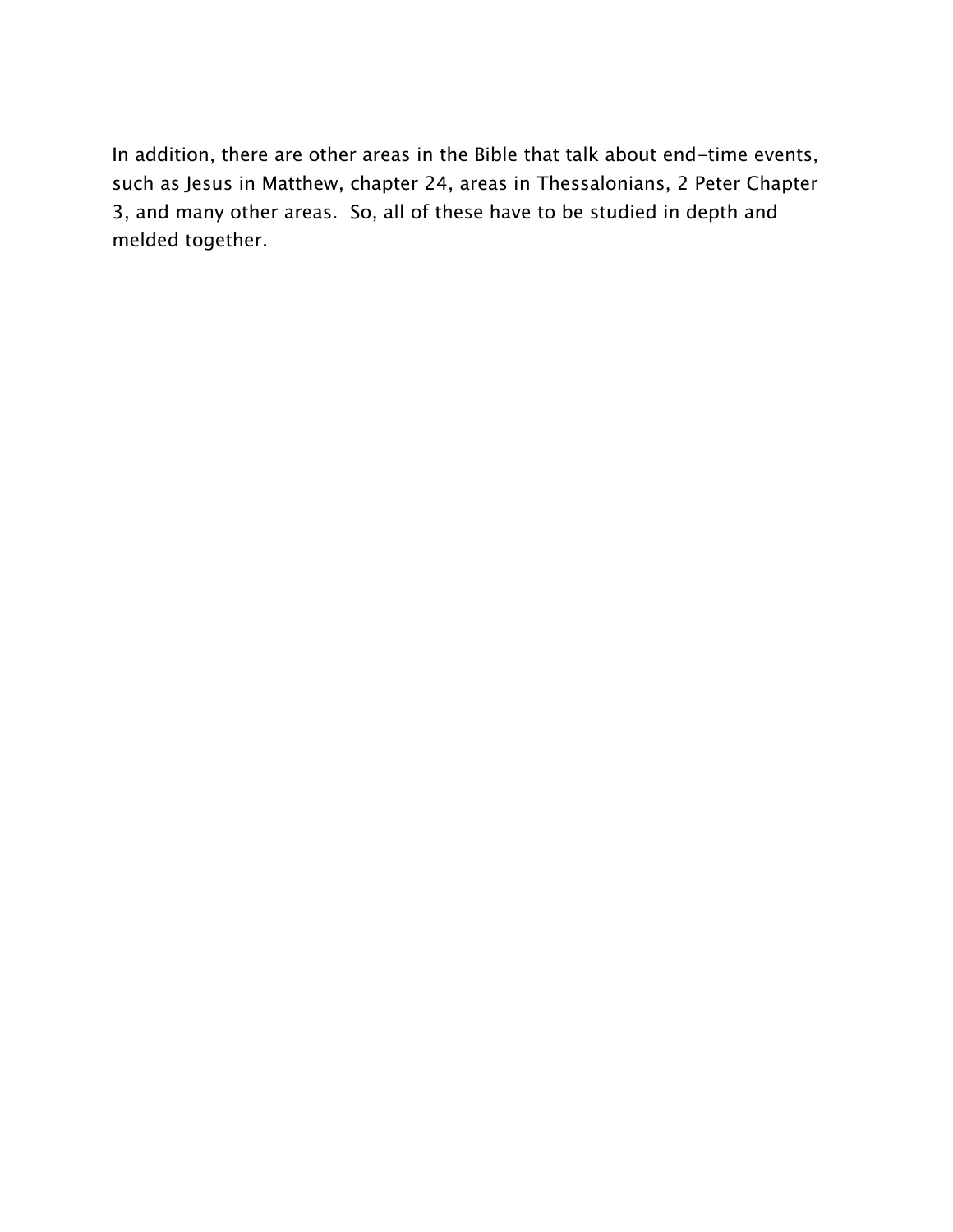In addition, there are other areas in the Bible that talk about end-time events, such as Jesus in Matthew, chapter 24, areas in Thessalonians, 2 Peter Chapter 3, and many other areas.  So, all of these have to be studied in depth and melded together.